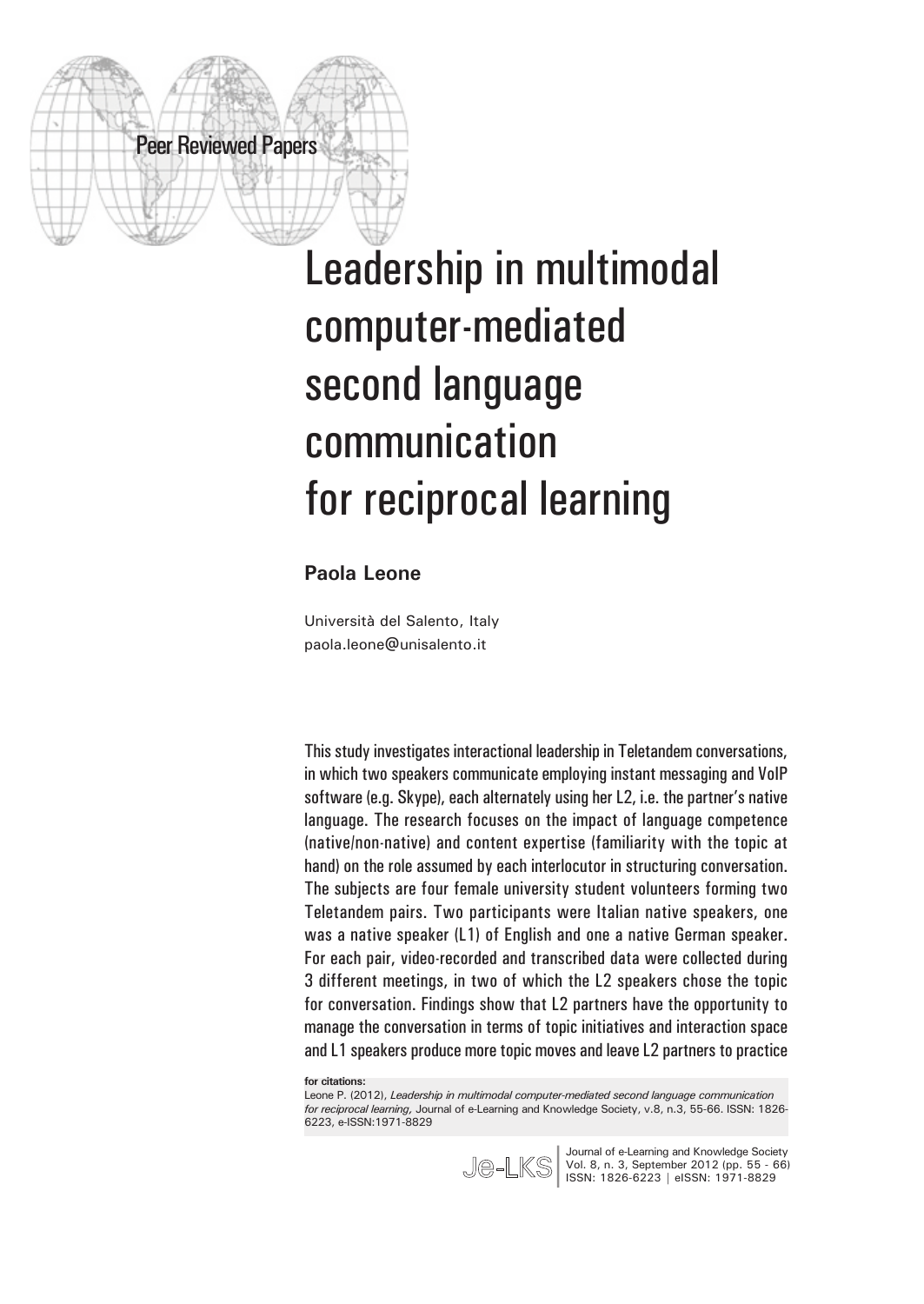Peer Reviewed Papers

# Leadership in multimodal computer-mediated second language communication for reciprocal learning

**Paola Leone**

Università del Salento, Italy
paola.leone@unisalento.it

This study investigates interactional leadership in Teletandem conversations, in which two speakers communicate employing instant messaging and VoIP software (e.g. Skype), each alternately using her L2, i.e. the partner's native language. The research focuses on the impact of language competence (native/non-native) and content expertise (familiarity with the topic at hand) on the role assumed by each interlocutor in structuring conversation. The subjects are four female university student volunteers forming two Teletandem pairs. Two participants were Italian native speakers, one was a native speaker (L1) of English and one a native German speaker. For each pair, video-recorded and transcribed data were collected during 3 different meetings, in two of which the L2 speakers chose the topic for conversation. Findings show that L2 partners have the opportunity to manage the conversation in terms of topic initiatives and interaction space and L1 speakers produce more topic moves and leave L2 partners to practice

**for citations:**
Leone P. (2012), *Leadership in multimodal computer-mediated second language communication for reciprocal learning,* Journal of e-Learning and Knowledge Society, v.8, n.3, 55-66. ISSN: 1826-6223, e-ISSN:1971-8829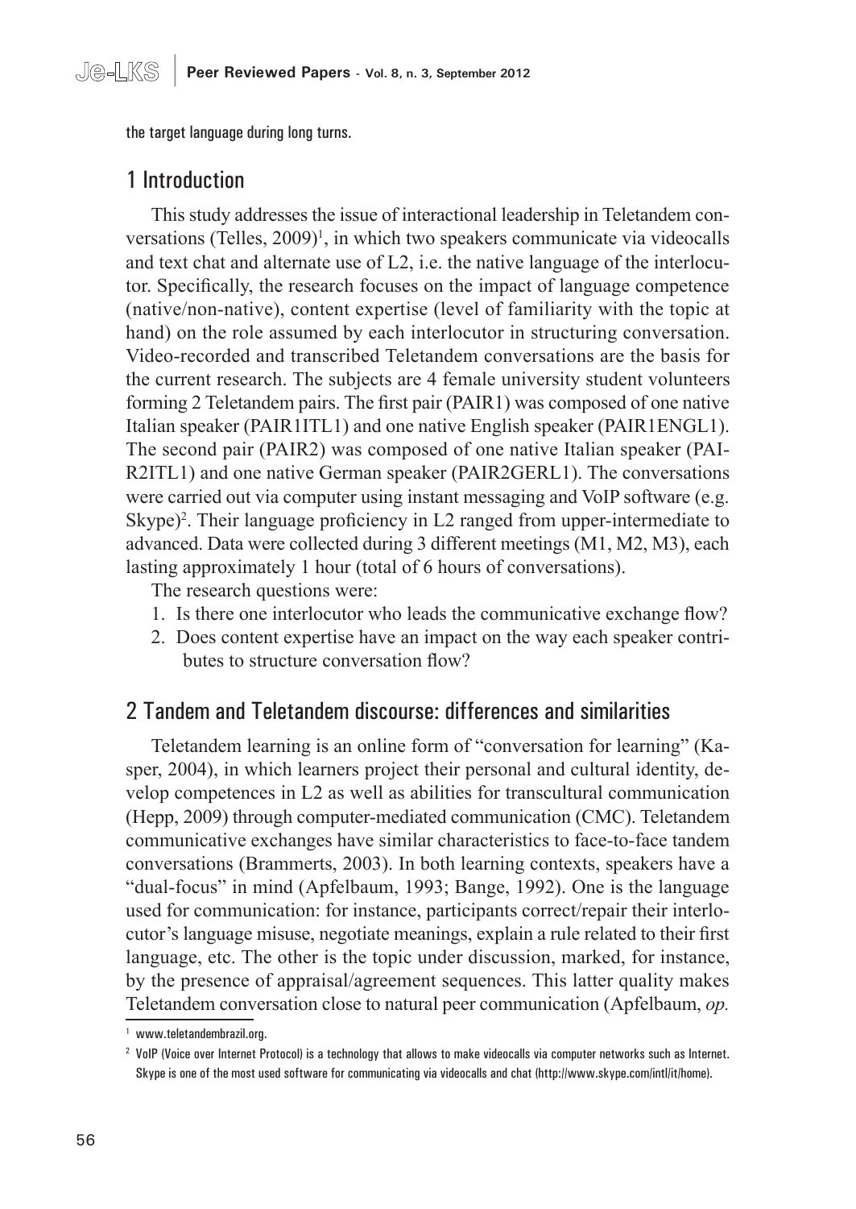the target language during long turns.

## 1 Introduction

This study addresses the issue of interactional leadership in Teletandem conversations (Telles, 2009)[1], in which two speakers communicate via videocalls and text chat and alternate use of L2, i.e. the native language of the interlocutor. Specifically, the research focuses on the impact of language competence (native/non-native), content expertise (level of familiarity with the topic at hand) on the role assumed by each interlocutor in structuring conversation. Video-recorded and transcribed Teletandem conversations are the basis for the current research. The subjects are 4 female university student volunteers forming 2 Teletandem pairs. The first pair (PAIR1) was composed of one native Italian speaker (PAIR1ITL1) and one native English speaker (PAIR1ENGL1). The second pair (PAIR2) was composed of one native Italian speaker (PAIR2ITL1) and one native German speaker (PAIR2GERL1). The conversations were carried out via computer using instant messaging and VoIP software (e.g. Skype)[2]. Their language proficiency in L2 ranged from upper-intermediate to advanced. Data were collected during 3 different meetings (M1, M2, M3), each lasting approximately 1 hour (total of 6 hours of conversations).

The research questions were:

1. Is there one interlocutor who leads the communicative exchange flow?
2. Does content expertise have an impact on the way each speaker contributes to structure conversation flow?

## 2 Tandem and Teletandem discourse: differences and similarities

Teletandem learning is an online form of "conversation for learning" (Kasper, 2004), in which learners project their personal and cultural identity, develop competences in L2 as well as abilities for transcultural communication (Hepp, 2009) through computer-mediated communication (CMC). Teletandem communicative exchanges have similar characteristics to face-to-face tandem conversations (Brammerts, 2003). In both learning contexts, speakers have a "dual-focus" in mind (Apfelbaum, 1993; Bange, 1992). One is the language used for communication: for instance, participants correct/repair their interlocutor's language misuse, negotiate meanings, explain a rule related to their first language, etc. The other is the topic under discussion, marked, for instance, by the presence of appraisal/agreement sequences. This latter quality makes Teletandem conversation close to natural peer communication (Apfelbaum, *op.*

---

[1] www.teletandembrazil.org.

[2] VoIP (Voice over Internet Protocol) is a technology that allows to make videocalls via computer networks such as Internet. Skype is one of the most used software for communicating via videocalls and chat (http://www.skype.com/intl/it/home).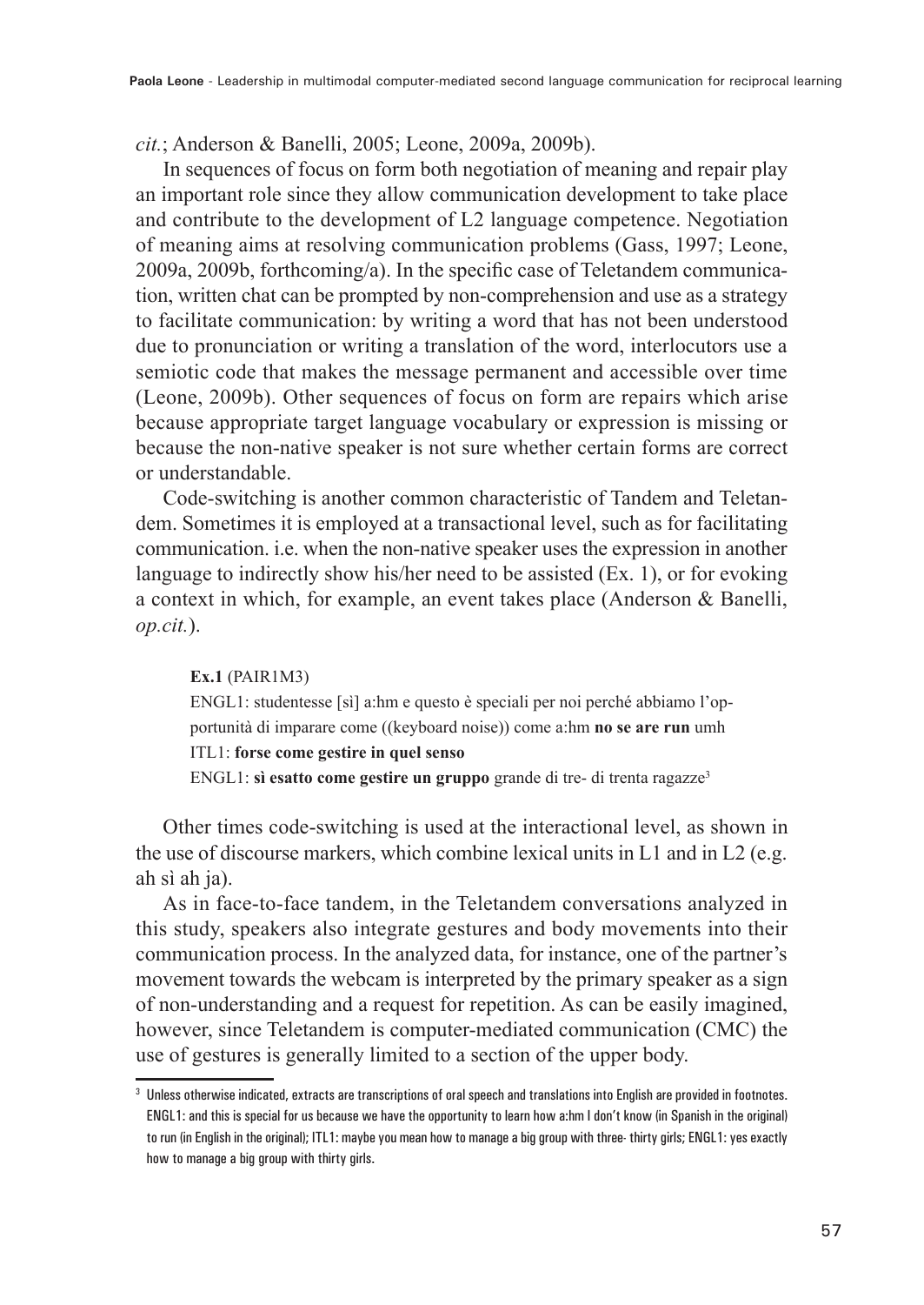*cit.*; Anderson & Banelli, 2005; Leone, 2009a, 2009b).

In sequences of focus on form both negotiation of meaning and repair play an important role since they allow communication development to take place and contribute to the development of L2 language competence. Negotiation of meaning aims at resolving communication problems (Gass, 1997; Leone, 2009a, 2009b, forthcoming/a). In the specific case of Teletandem communication, written chat can be prompted by non-comprehension and use as a strategy to facilitate communication: by writing a word that has not been understood due to pronunciation or writing a translation of the word, interlocutors use a semiotic code that makes the message permanent and accessible over time (Leone, 2009b). Other sequences of focus on form are repairs which arise because appropriate target language vocabulary or expression is missing or because the non-native speaker is not sure whether certain forms are correct or understandable.

Code-switching is another common characteristic of Tandem and Teletandem. Sometimes it is employed at a transactional level, such as for facilitating communication. i.e. when the non-native speaker uses the expression in another language to indirectly show his/her need to be assisted (Ex. 1), or for evoking a context in which, for example, an event takes place (Anderson & Banelli, *op.cit.*).

**Ex.1** (PAIR1M3)
ENGL1: studentesse [sì] a:hm e questo è speciali per noi perché abbiamo l'opportunità di imparare come ((keyboard noise)) come a:hm **no se are run** umh
ITL1: **forse come gestire in quel senso**
ENGL1: **sì esatto come gestire un gruppo** grande di tre- di trenta ragazze[3]

Other times code-switching is used at the interactional level, as shown in the use of discourse markers, which combine lexical units in L1 and in L2 (e.g. ah sì ah ja).

As in face-to-face tandem, in the Teletandem conversations analyzed in this study, speakers also integrate gestures and body movements into their communication process. In the analyzed data, for instance, one of the partner's movement towards the webcam is interpreted by the primary speaker as a sign of non-understanding and a request for repetition. As can be easily imagined, however, since Teletandem is computer-mediated communication (CMC) the use of gestures is generally limited to a section of the upper body.

[3] Unless otherwise indicated, extracts are transcriptions of oral speech and translations into English are provided in footnotes. ENGL1: and this is special for us because we have the opportunity to learn how a:hm I don't know (in Spanish in the original) to run (in English in the original); ITL1: maybe you mean how to manage a big group with three- thirty girls; ENGL1: yes exactly how to manage a big group with thirty girls.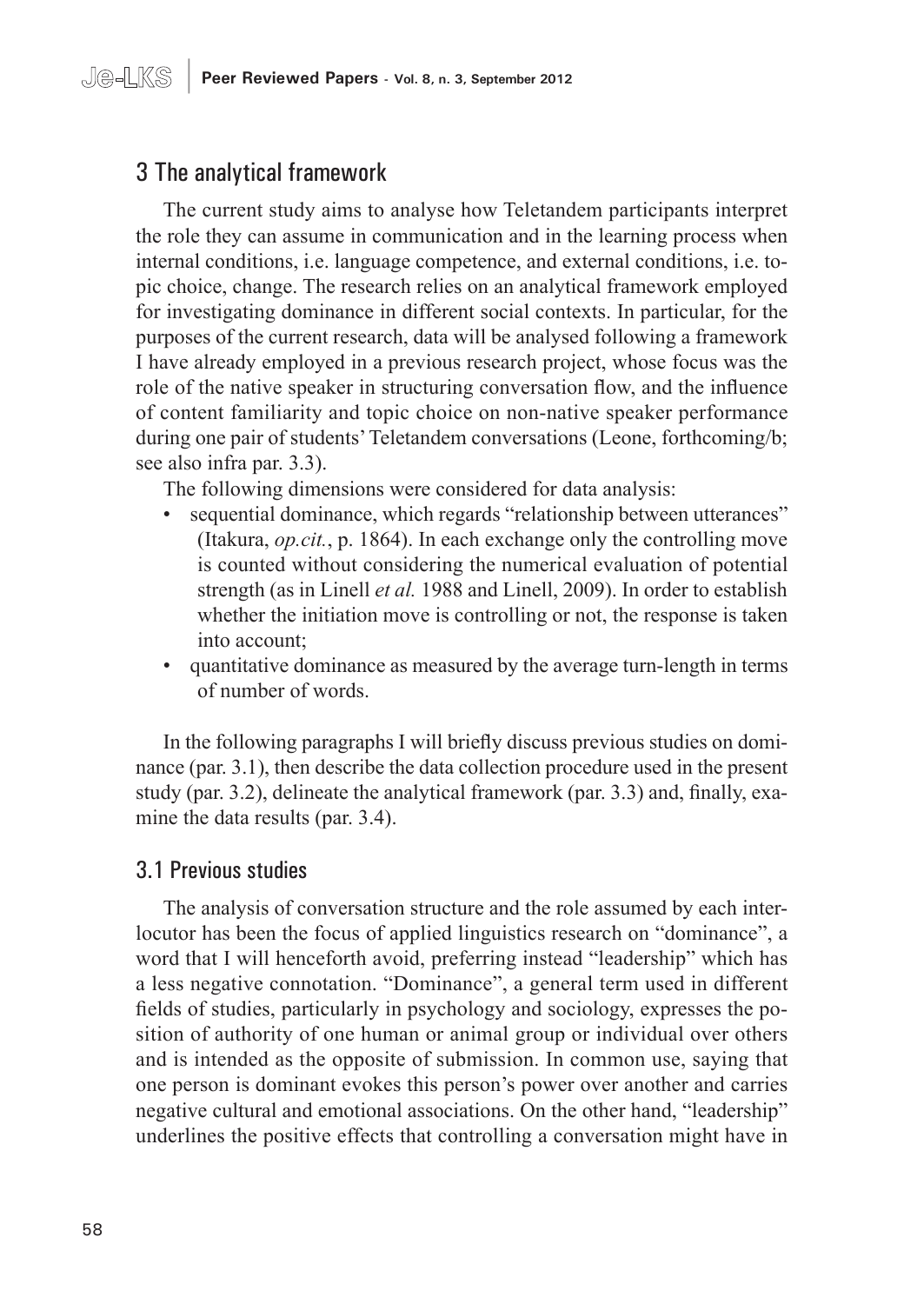## 3 The analytical framework

The current study aims to analyse how Teletandem participants interpret the role they can assume in communication and in the learning process when internal conditions, i.e. language competence, and external conditions, i.e. topic choice, change. The research relies on an analytical framework employed for investigating dominance in different social contexts. In particular, for the purposes of the current research, data will be analysed following a framework I have already employed in a previous research project, whose focus was the role of the native speaker in structuring conversation flow, and the influence of content familiarity and topic choice on non-native speaker performance during one pair of students' Teletandem conversations (Leone, forthcoming/b; see also infra par. 3.3).

The following dimensions were considered for data analysis:

- sequential dominance, which regards "relationship between utterances" (Itakura, *op.cit.*, p. 1864). In each exchange only the controlling move is counted without considering the numerical evaluation of potential strength (as in Linell *et al.* 1988 and Linell, 2009). In order to establish whether the initiation move is controlling or not, the response is taken into account;
- quantitative dominance as measured by the average turn-length in terms of number of words.

In the following paragraphs I will briefly discuss previous studies on dominance (par. 3.1), then describe the data collection procedure used in the present study (par. 3.2), delineate the analytical framework (par. 3.3) and, finally, examine the data results (par. 3.4).

### 3.1 Previous studies

The analysis of conversation structure and the role assumed by each interlocutor has been the focus of applied linguistics research on "dominance", a word that I will henceforth avoid, preferring instead "leadership" which has a less negative connotation. "Dominance", a general term used in different fields of studies, particularly in psychology and sociology, expresses the position of authority of one human or animal group or individual over others and is intended as the opposite of submission. In common use, saying that one person is dominant evokes this person's power over another and carries negative cultural and emotional associations. On the other hand, "leadership" underlines the positive effects that controlling a conversation might have in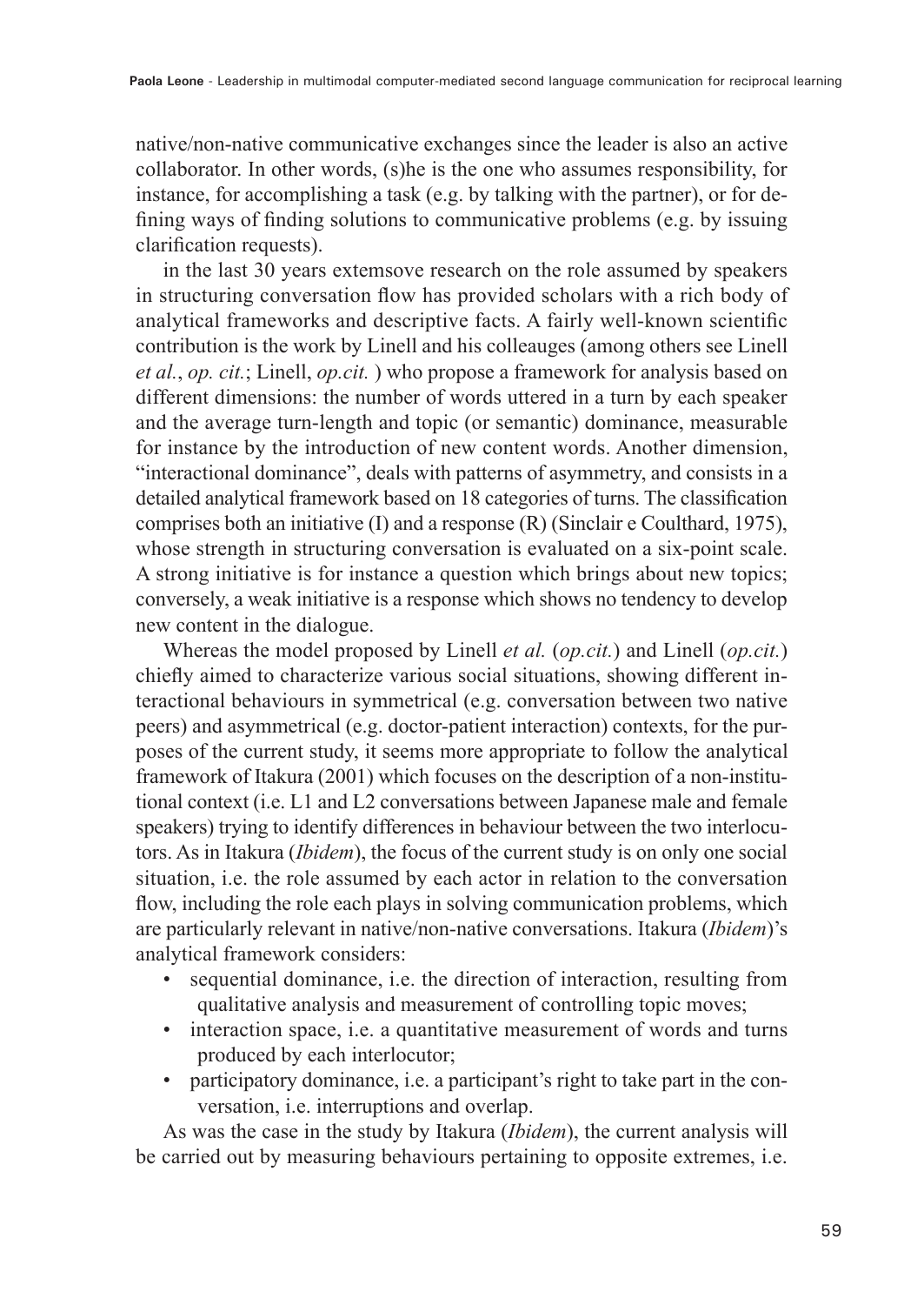native/non-native communicative exchanges since the leader is also an active collaborator. In other words, (s)he is the one who assumes responsibility, for instance, for accomplishing a task (e.g. by talking with the partner), or for defining ways of finding solutions to communicative problems (e.g. by issuing clarification requests).

in the last 30 years extemsove research on the role assumed by speakers in structuring conversation flow has provided scholars with a rich body of analytical frameworks and descriptive facts. A fairly well-known scientific contribution is the work by Linell and his colleauges (among others see Linell *et al.*, *op. cit.*; Linell, *op.cit.* ) who propose a framework for analysis based on different dimensions: the number of words uttered in a turn by each speaker and the average turn-length and topic (or semantic) dominance, measurable for instance by the introduction of new content words. Another dimension, "interactional dominance", deals with patterns of asymmetry, and consists in a detailed analytical framework based on 18 categories of turns. The classification comprises both an initiative (I) and a response (R) (Sinclair e Coulthard, 1975), whose strength in structuring conversation is evaluated on a six-point scale. A strong initiative is for instance a question which brings about new topics; conversely, a weak initiative is a response which shows no tendency to develop new content in the dialogue.

Whereas the model proposed by Linell *et al.* (*op.cit.*) and Linell (*op.cit.*) chiefly aimed to characterize various social situations, showing different interactional behaviours in symmetrical (e.g. conversation between two native peers) and asymmetrical (e.g. doctor-patient interaction) contexts, for the purposes of the current study, it seems more appropriate to follow the analytical framework of Itakura (2001) which focuses on the description of a non-institutional context (i.e. L1 and L2 conversations between Japanese male and female speakers) trying to identify differences in behaviour between the two interlocutors. As in Itakura (*Ibidem*), the focus of the current study is on only one social situation, i.e. the role assumed by each actor in relation to the conversation flow, including the role each plays in solving communication problems, which are particularly relevant in native/non-native conversations. Itakura (*Ibidem*)'s analytical framework considers:

- sequential dominance, i.e. the direction of interaction, resulting from qualitative analysis and measurement of controlling topic moves;
- interaction space, i.e. a quantitative measurement of words and turns produced by each interlocutor;
- participatory dominance, i.e. a participant's right to take part in the conversation, i.e. interruptions and overlap.

As was the case in the study by Itakura (*Ibidem*), the current analysis will be carried out by measuring behaviours pertaining to opposite extremes, i.e.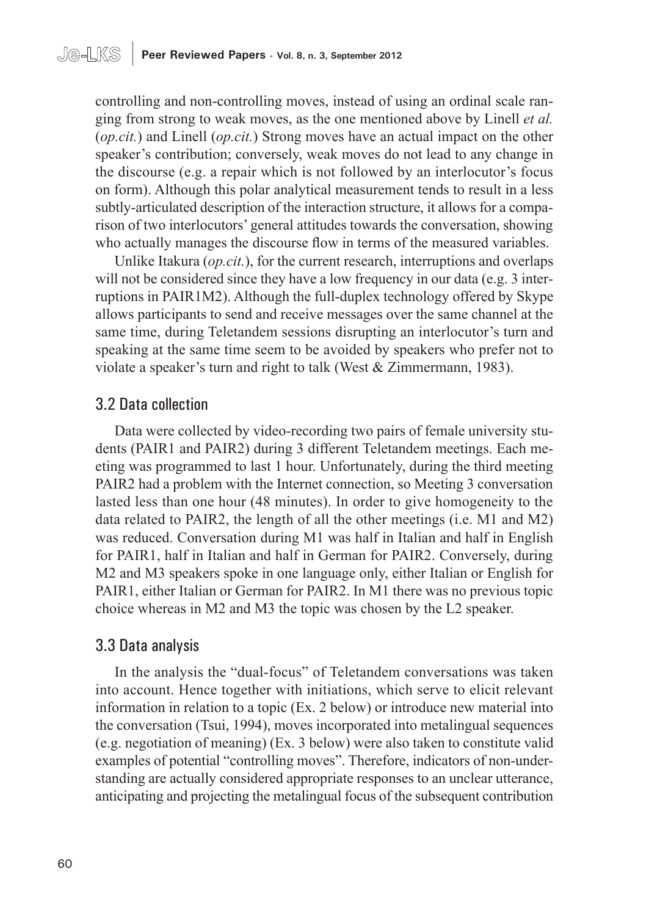controlling and non-controlling moves, instead of using an ordinal scale ranging from strong to weak moves, as the one mentioned above by Linell *et al.* (*op.cit.*) and Linell (*op.cit.*) Strong moves have an actual impact on the other speaker's contribution; conversely, weak moves do not lead to any change in the discourse (e.g. a repair which is not followed by an interlocutor's focus on form). Although this polar analytical measurement tends to result in a less subtly-articulated description of the interaction structure, it allows for a comparison of two interlocutors' general attitudes towards the conversation, showing who actually manages the discourse flow in terms of the measured variables.

Unlike Itakura (*op.cit.*), for the current research, interruptions and overlaps will not be considered since they have a low frequency in our data (e.g. 3 interruptions in PAIR1M2). Although the full-duplex technology offered by Skype allows participants to send and receive messages over the same channel at the same time, during Teletandem sessions disrupting an interlocutor's turn and speaking at the same time seem to be avoided by speakers who prefer not to violate a speaker's turn and right to talk (West & Zimmermann, 1983).

## 3.2 Data collection

Data were collected by video-recording two pairs of female university students (PAIR1 and PAIR2) during 3 different Teletandem meetings. Each meeting was programmed to last 1 hour. Unfortunately, during the third meeting PAIR2 had a problem with the Internet connection, so Meeting 3 conversation lasted less than one hour (48 minutes). In order to give homogeneity to the data related to PAIR2, the length of all the other meetings (i.e. M1 and M2) was reduced. Conversation during M1 was half in Italian and half in English for PAIR1, half in Italian and half in German for PAIR2. Conversely, during M2 and M3 speakers spoke in one language only, either Italian or English for PAIR1, either Italian or German for PAIR2. In M1 there was no previous topic choice whereas in M2 and M3 the topic was chosen by the L2 speaker.

## 3.3 Data analysis

In the analysis the "dual-focus" of Teletandem conversations was taken into account. Hence together with initiations, which serve to elicit relevant information in relation to a topic (Ex. 2 below) or introduce new material into the conversation (Tsui, 1994), moves incorporated into metalingual sequences (e.g. negotiation of meaning) (Ex. 3 below) were also taken to constitute valid examples of potential "controlling moves". Therefore, indicators of non-understanding are actually considered appropriate responses to an unclear utterance, anticipating and projecting the metalingual focus of the subsequent contribution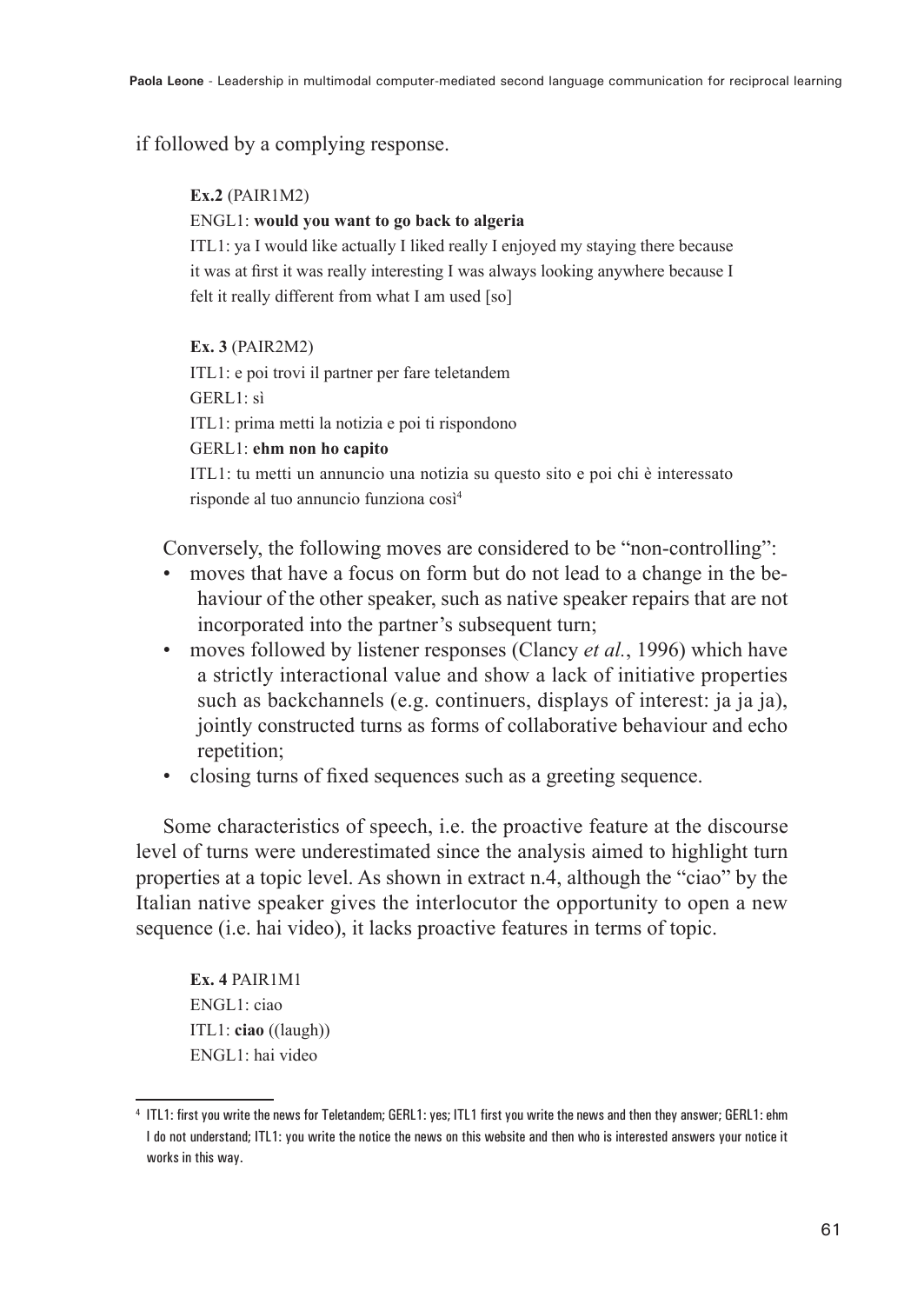if followed by a complying response.

**Ex.2** (PAIR1M2)

ENGL1: **would you want to go back to algeria**

ITL1: ya I would like actually I liked really I enjoyed my staying there because it was at first it was really interesting I was always looking anywhere because I felt it really different from what I am used [so]

**Ex. 3** (PAIR2M2)

ITL1: e poi trovi il partner per fare teletandem

GERL1: sì

ITL1: prima metti la notizia e poi ti rispondono

GERL1: **ehm non ho capito**

ITL1: tu metti un annuncio una notizia su questo sito e poi chi è interessato risponde al tuo annuncio funziona così[4]

Conversely, the following moves are considered to be "non-controlling":

- moves that have a focus on form but do not lead to a change in the behaviour of the other speaker, such as native speaker repairs that are not incorporated into the partner's subsequent turn;
- moves followed by listener responses (Clancy *et al.*, 1996) which have a strictly interactional value and show a lack of initiative properties such as backchannels (e.g. continuers, displays of interest: ja ja ja), jointly constructed turns as forms of collaborative behaviour and echo repetition;
- closing turns of fixed sequences such as a greeting sequence.

Some characteristics of speech, i.e. the proactive feature at the discourse level of turns were underestimated since the analysis aimed to highlight turn properties at a topic level. As shown in extract n.4, although the "ciao" by the Italian native speaker gives the interlocutor the opportunity to open a new sequence (i.e. hai video), it lacks proactive features in terms of topic.

**Ex. 4** PAIR1M1

ENGL1: ciao

ITL1: **ciao** ((laugh))

ENGL1: hai video

---

[4] ITL1: first you write the news for Teletandem; GERL1: yes; ITL1 first you write the news and then they answer; GERL1: ehm I do not understand; ITL1: you write the notice the news on this website and then who is interested answers your notice it works in this way.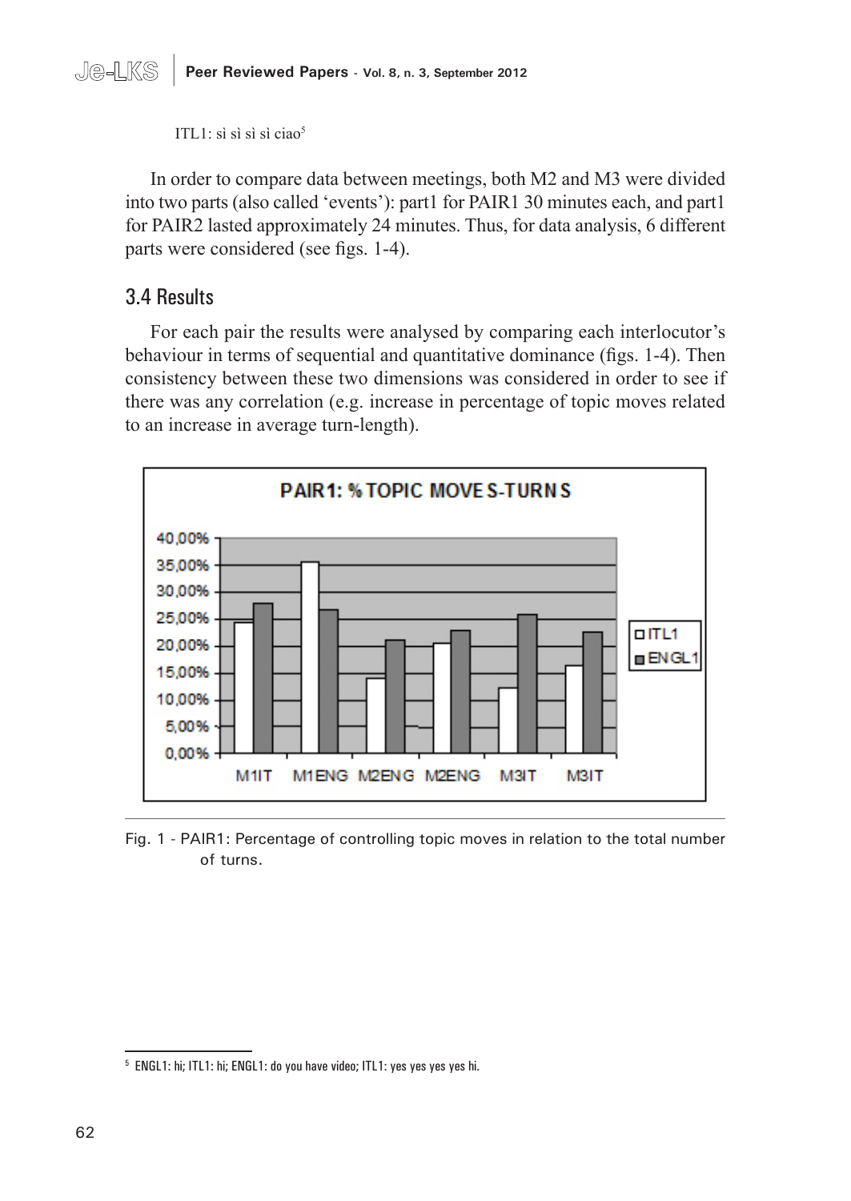ITL1: sì sì sì sì ciao[5]

In order to compare data between meetings, both M2 and M3 were divided into two parts (also called 'events'): part1 for PAIR1 30 minutes each, and part1 for PAIR2 lasted approximately 24 minutes. Thus, for data analysis, 6 different parts were considered (see figs. 1-4).

## 3.4 Results

For each pair the results were analysed by comparing each interlocutor's behaviour in terms of sequential and quantitative dominance (figs. 1-4). Then consistency between these two dimensions was considered in order to see if there was any correlation (e.g. increase in percentage of topic moves related to an increase in average turn-length).

Fig. 1 - PAIR1: Percentage of controlling topic moves in relation to the total number of turns.

[5] ENGL1: hi; ITL1: hi; ENGL1: do you have video; ITL1: yes yes yes yes hi.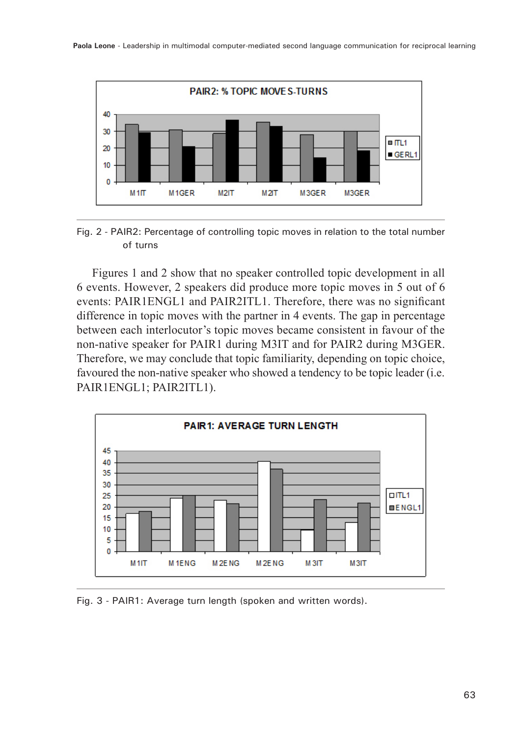Fig. 2 - PAIR2: Percentage of controlling topic moves in relation to the total number of turns

Figures 1 and 2 show that no speaker controlled topic development in all 6 events. However, 2 speakers did produce more topic moves in 5 out of 6 events: PAIR1ENGL1 and PAIR2ITL1. Therefore, there was no significant difference in topic moves with the partner in 4 events. The gap in percentage between each interlocutor's topic moves became consistent in favour of the non-native speaker for PAIR1 during M3IT and for PAIR2 during M3GER. Therefore, we may conclude that topic familiarity, depending on topic choice, favoured the non-native speaker who showed a tendency to be topic leader (i.e. PAIR1ENGL1; PAIR2ITL1).

Fig. 3 - PAIR1: Average turn length (spoken and written words).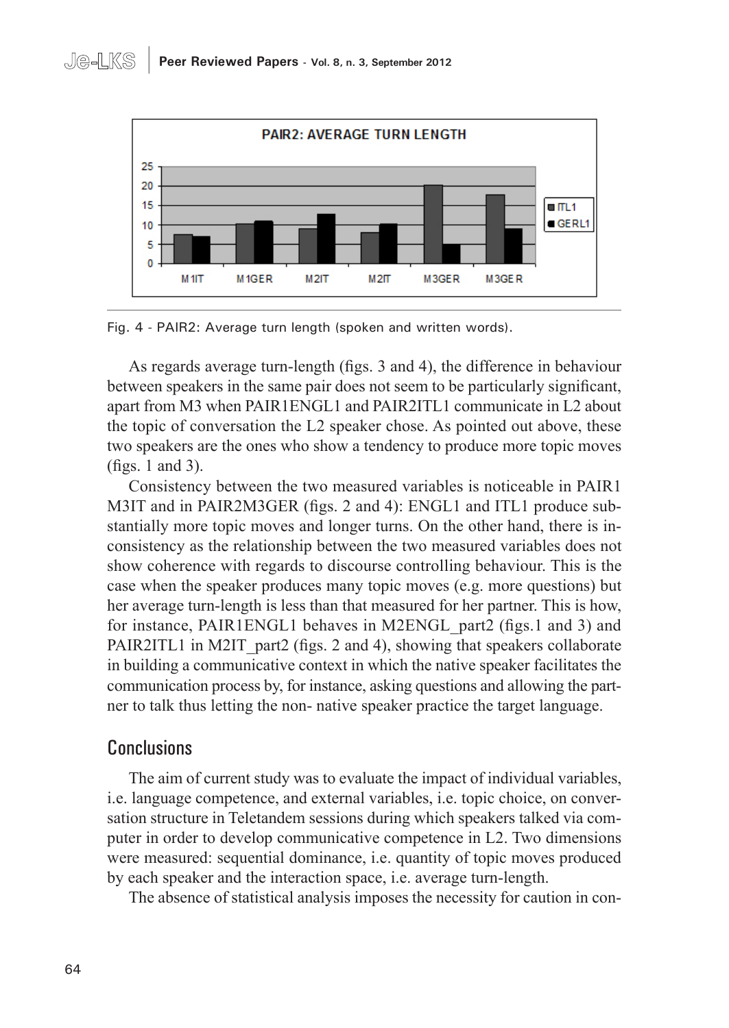Fig. 4 - PAIR2: Average turn length (spoken and written words).

As regards average turn-length (figs. 3 and 4), the difference in behaviour between speakers in the same pair does not seem to be particularly significant, apart from M3 when PAIR1ENGL1 and PAIR2ITL1 communicate in L2 about the topic of conversation the L2 speaker chose. As pointed out above, these two speakers are the ones who show a tendency to produce more topic moves (figs. 1 and 3).

Consistency between the two measured variables is noticeable in PAIR1 M3IT and in PAIR2M3GER (figs. 2 and 4): ENGL1 and ITL1 produce substantially more topic moves and longer turns. On the other hand, there is inconsistency as the relationship between the two measured variables does not show coherence with regards to discourse controlling behaviour. This is the case when the speaker produces many topic moves (e.g. more questions) but her average turn-length is less than that measured for her partner. This is how, for instance, PAIR1ENGL1 behaves in M2ENGL_part2 (figs.1 and 3) and PAIR2ITL1 in M2IT_part2 (figs. 2 and 4), showing that speakers collaborate in building a communicative context in which the native speaker facilitates the communication process by, for instance, asking questions and allowing the partner to talk thus letting the non- native speaker practice the target language.

## Conclusions

The aim of current study was to evaluate the impact of individual variables, i.e. language competence, and external variables, i.e. topic choice, on conversation structure in Teletandem sessions during which speakers talked via computer in order to develop communicative competence in L2. Two dimensions were measured: sequential dominance, i.e. quantity of topic moves produced by each speaker and the interaction space, i.e. average turn-length.

The absence of statistical analysis imposes the necessity for caution in con-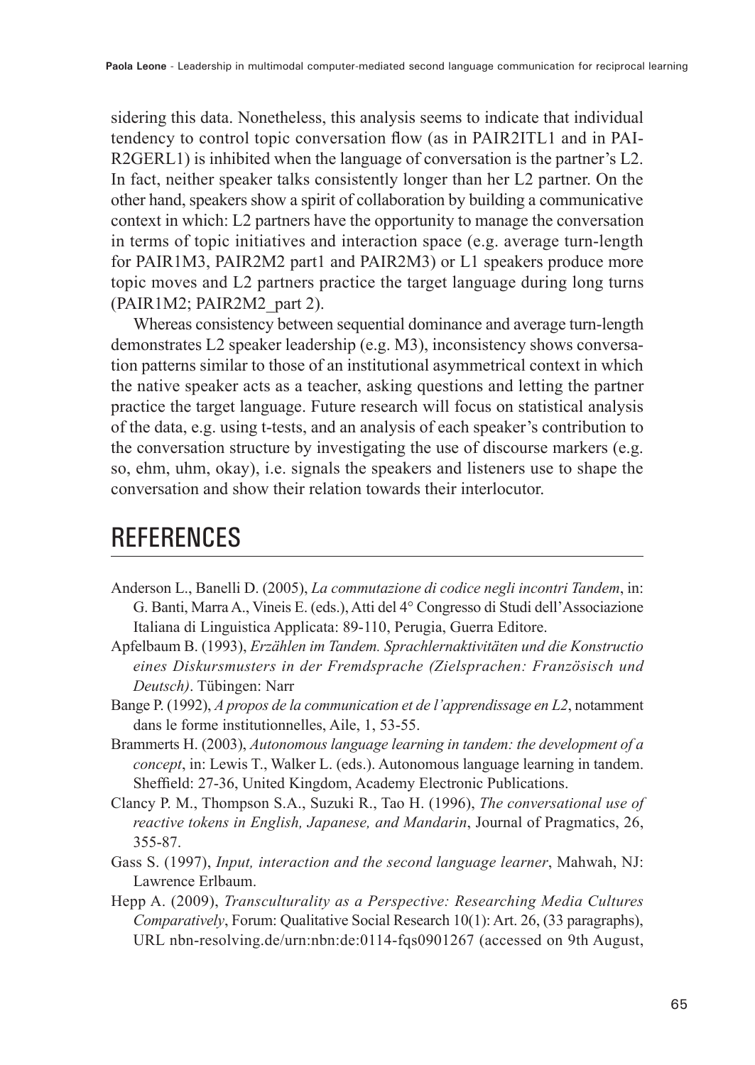sidering this data. Nonetheless, this analysis seems to indicate that individual tendency to control topic conversation flow (as in PAIR2ITL1 and in PAIR2GERL1) is inhibited when the language of conversation is the partner's L2. In fact, neither speaker talks consistently longer than her L2 partner. On the other hand, speakers show a spirit of collaboration by building a communicative context in which: L2 partners have the opportunity to manage the conversation in terms of topic initiatives and interaction space (e.g. average turn-length for PAIR1M3, PAIR2M2 part1 and PAIR2M3) or L1 speakers produce more topic moves and L2 partners practice the target language during long turns (PAIR1M2; PAIR2M2_part 2).

Whereas consistency between sequential dominance and average turn-length demonstrates L2 speaker leadership (e.g. M3), inconsistency shows conversation patterns similar to those of an institutional asymmetrical context in which the native speaker acts as a teacher, asking questions and letting the partner practice the target language. Future research will focus on statistical analysis of the data, e.g. using t-tests, and an analysis of each speaker's contribution to the conversation structure by investigating the use of discourse markers (e.g. so, ehm, uhm, okay), i.e. signals the speakers and listeners use to shape the conversation and show their relation towards their interlocutor.

## REFERENCES

Anderson L., Banelli D. (2005), *La commutazione di codice negli incontri Tandem*, in: G. Banti, Marra A., Vineis E. (eds.), Atti del 4° Congresso di Studi dell'Associazione Italiana di Linguistica Applicata: 89-110, Perugia, Guerra Editore.

Apfelbaum B. (1993), *Erzählen im Tandem. Sprachlernaktivitäten und die Konstructio eines Diskursmusters in der Fremdsprache (Zielsprachen: Französisch und Deutsch)*. Tübingen: Narr

Bange P. (1992), *A propos de la communication et de l'apprendissage en L2*, notamment dans le forme institutionnelles, Aile, 1, 53-55.

Brammerts H. (2003), *Autonomous language learning in tandem: the development of a concept*, in: Lewis T., Walker L. (eds.). Autonomous language learning in tandem. Sheffield: 27-36, United Kingdom, Academy Electronic Publications.

Clancy P. M., Thompson S.A., Suzuki R., Tao H. (1996), *The conversational use of reactive tokens in English, Japanese, and Mandarin*, Journal of Pragmatics, 26, 355-87.

Gass S. (1997), *Input, interaction and the second language learner*, Mahwah, NJ: Lawrence Erlbaum.

Hepp A. (2009), *Transculturality as a Perspective: Researching Media Cultures Comparatively*, Forum: Qualitative Social Research 10(1): Art. 26, (33 paragraphs), URL nbn-resolving.de/urn:nbn:de:0114-fqs0901267 (accessed on 9th August,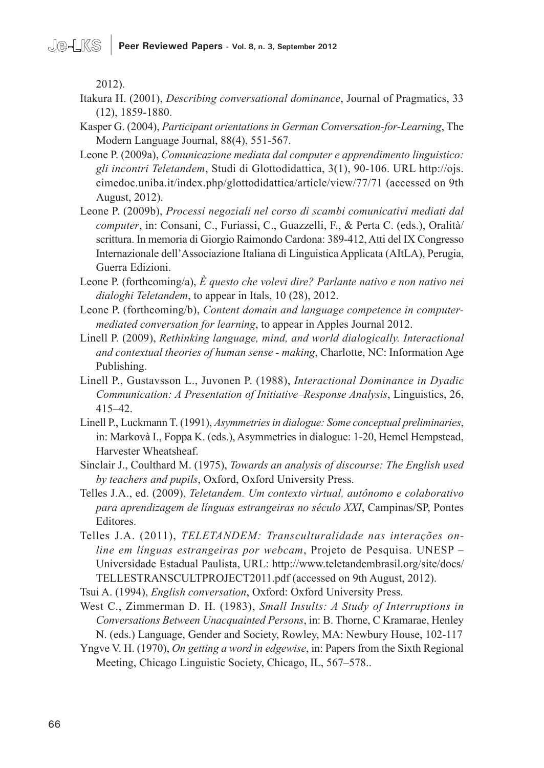2012).

Itakura H. (2001), *Describing conversational dominance*, Journal of Pragmatics, 33 (12), 1859-1880.

Kasper G. (2004), *Participant orientations in German Conversation-for-Learning*, The Modern Language Journal, 88(4), 551-567.

Leone P. (2009a), *Comunicazione mediata dal computer e apprendimento linguistico: gli incontri Teletandem*, Studi di Glottodidattica, 3(1), 90-106. URL http://ojs.cimedoc.uniba.it/index.php/glottodidattica/article/view/77/71 (accessed on 9th August, 2012).

Leone P. (2009b), *Processi negoziali nel corso di scambi comunicativi mediati dal computer*, in: Consani, C., Furiassi, C., Guazzelli, F., & Perta C. (eds.), Oralità/scrittura. In memoria di Giorgio Raimondo Cardona: 389-412, Atti del IX Congresso Internazionale dell'Associazione Italiana di Linguistica Applicata (AItLA), Perugia, Guerra Edizioni.

Leone P. (forthcoming/a), *È questo che volevi dire? Parlante nativo e non nativo nei dialoghi Teletandem*, to appear in Itals, 10 (28), 2012.

Leone P. (forthcoming/b), *Content domain and language competence in computer-mediated conversation for learning*, to appear in Apples Journal 2012.

Linell P. (2009), *Rethinking language, mind, and world dialogically. Interactional and contextual theories of human sense - making*, Charlotte, NC: Information Age Publishing.

Linell P., Gustavsson L., Juvonen P. (1988), *Interactional Dominance in Dyadic Communication: A Presentation of Initiative–Response Analysis*, Linguistics, 26, 415–42.

Linell P., Luckmann T. (1991), *Asymmetries in dialogue: Some conceptual preliminaries*, in: Markovà I., Foppa K. (eds.), Asymmetries in dialogue: 1-20, Hemel Hempstead, Harvester Wheatsheaf.

Sinclair J., Coulthard M. (1975), *Towards an analysis of discourse: The English used by teachers and pupils*, Oxford, Oxford University Press.

Telles J.A., ed. (2009), *Teletandem. Um contexto virtual, autônomo e colaborativo para aprendizagem de línguas estrangeiras no século XXI*, Campinas/SP, Pontes Editores.

Telles J.A. (2011), *TELETANDEM: Transculturalidade nas interações on-line em línguas estrangeiras por webcam*, Projeto de Pesquisa. UNESP – Universidade Estadual Paulista, URL: http://www.teletandembrasil.org/site/docs/TELLESTRANSCULTPROJECT2011.pdf (accessed on 9th August, 2012).

Tsui A. (1994), *English conversation*, Oxford: Oxford University Press.

West C., Zimmerman D. H. (1983), *Small Insults: A Study of Interruptions in Conversations Between Unacquainted Persons*, in: B. Thorne, C Kramarae, Henley N. (eds.) Language, Gender and Society, Rowley, MA: Newbury House, 102-117

Yngve V. H. (1970), *On getting a word in edgewise*, in: Papers from the Sixth Regional Meeting, Chicago Linguistic Society, Chicago, IL, 567–578..